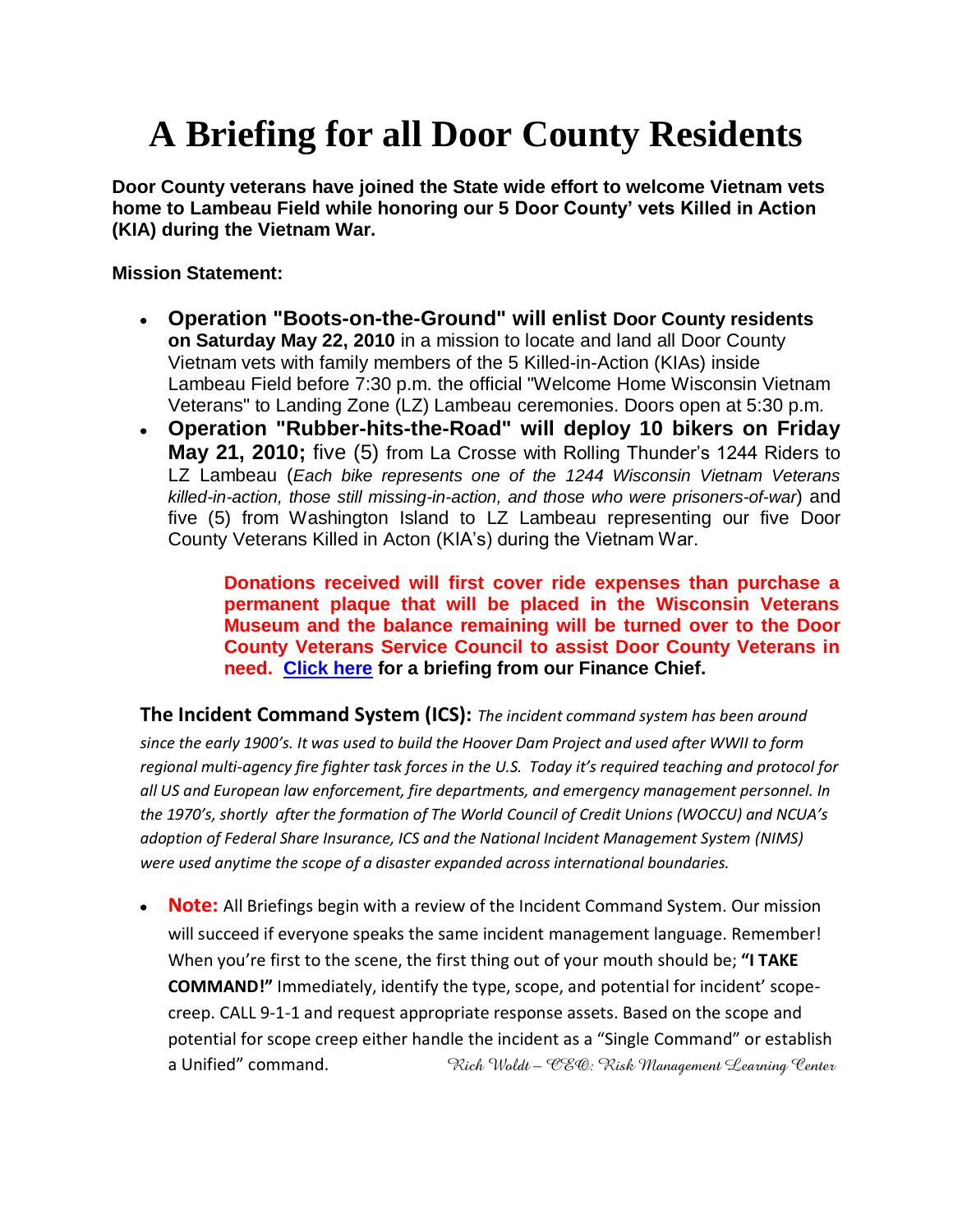# A Briefing for all Door County Residents

**Door County veterans have joined the State wide effort to welcome Vietnam vets home to Lambeau Field while honoring our 5 Door County' vets Killed in Action (KIA) during the Vietnam War.**

**Mission Statement:**

- **Operation "Boots-on-the-Ground" will enlist Door County residents on Saturday May 22, 2010** in a mission to locate and land all Door County Vietnam vets with family members of the 5 Killed-in-Action (KIAs) inside Lambeau Field before 7:30 p.m. the official "Welcome Home Wisconsin Vietnam Veterans" to Landing Zone (LZ) Lambeau ceremonies. Doors open at 5:30 p.m.
- **Operation "Rubber-hits-the-Road" will deploy 10 bikers on Friday May 21, 2010;** five (5) from La Crosse with Rolling Thunder's 1244 Riders to LZ Lambeau (*Each bike represents one of the 1244 Wisconsin Vietnam Veterans killed-in-action, those still missing-in-action, and those who were prisoners-of-war*) and five (5) from Washington Island to LZ Lambeau representing our five Door County Veterans Killed in Acton (KIA's) during the Vietnam War.

> **Donations received will first cover ride expenses than purchase a permanent plaque that will be placed in the Wisconsin Veterans Museum and the balance remaining will be turned over to the Door County Veterans Service Council to assist Door County Veterans in need. Click here for a briefing from our Finance Chief.**

**The Incident Command System (ICS):** *The incident command system has been around since the early 1900's. It was used to build the Hoover Dam Project and used after WWII to form regional multi-agency fire fighter task forces in the U.S. Today it's required teaching and protocol for all US and European law enforcement, fire departments, and emergency management personnel. In the 1970's, shortly after the formation of The World Council of Credit Unions (WOCCU) and NCUA's adoption of Federal Share Insurance, ICS and the National Incident Management System (NIMS) were used anytime the scope of a disaster expanded across international boundaries.*

- **Note:** All Briefings begin with a review of the Incident Command System. Our mission will succeed if everyone speaks the same incident management language. Remember! When you're first to the scene, the first thing out of your mouth should be; **"I TAKE COMMAND!"** Immediately, identify the type, scope, and potential for incident' scope-creep. CALL 9-1-1 and request appropriate response assets. Based on the scope and potential for scope creep either handle the incident as a "Single Command" or establish a Unified" command.

*Rich Woldt – CEO: Risk Management Learning Center*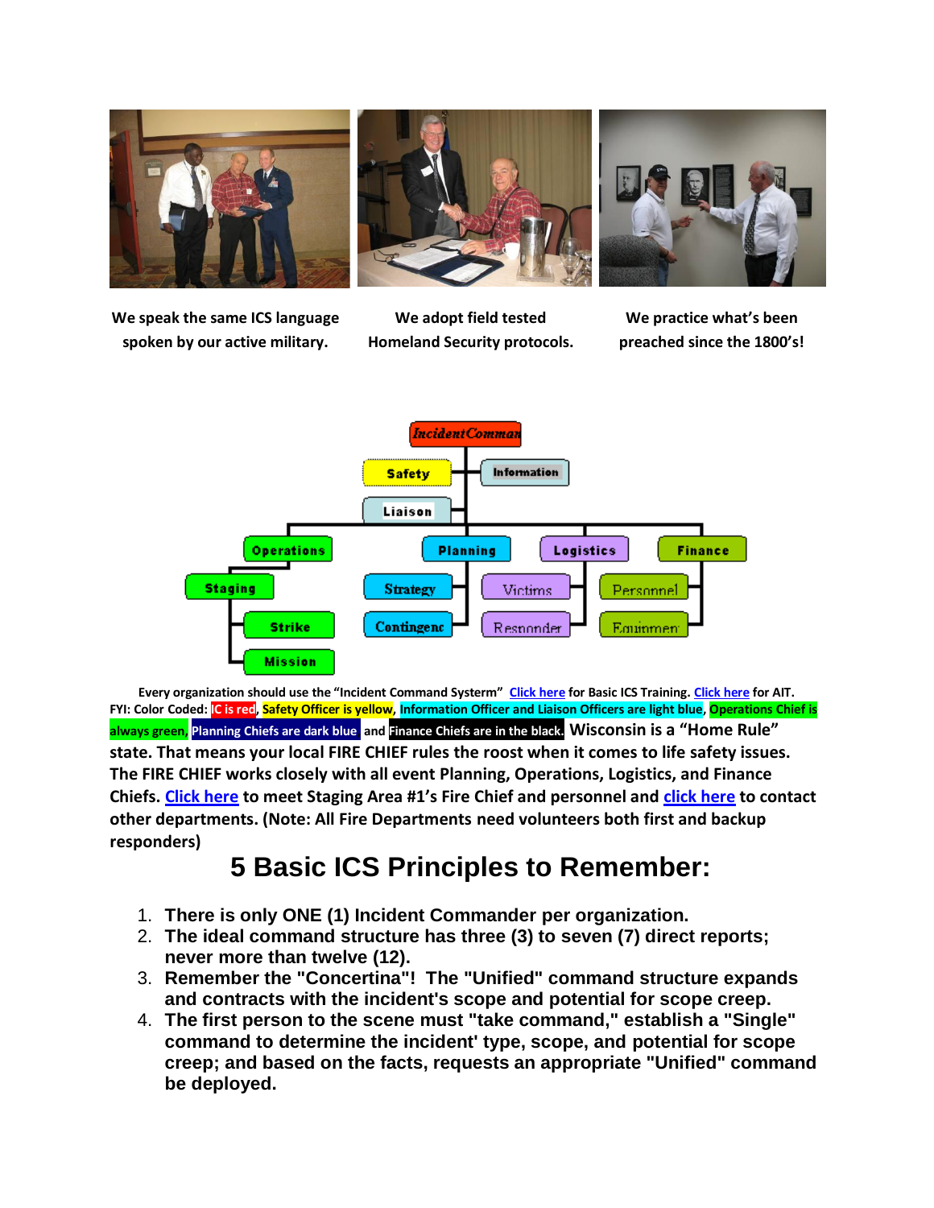We speak the same ICS language spoken by our active military.

We adopt field tested Homeland Security protocols.

We practice what's been preached since the 1800's!

Every organization should use the "Incident Command Systerm" Click here for Basic ICS Training. Click here for AIT. FYI: Color Coded: IC is red, Safety Officer is yellow, Information Officer and Liaison Officers are light blue, Operations Chief is always green, Planning Chiefs are dark blue and Finance Chiefs are in the black. Wisconsin is a "Home Rule" state. That means your local FIRE CHIEF rules the roost when it comes to life safety issues. The FIRE CHIEF works closely with all event Planning, Operations, Logistics, and Finance Chiefs. Click here to meet Staging Area #1's Fire Chief and personnel and click here to contact other departments. (Note: All Fire Departments need volunteers both first and backup responders)

# 5 Basic ICS Principles to Remember:

1. **There is only ONE (1) Incident Commander per organization.**
2. **The ideal command structure has three (3) to seven (7) direct reports; never more than twelve (12).**
3. **Remember the "Concertina"! The "Unified" command structure expands and contracts with the incident's scope and potential for scope creep.**
4. **The first person to the scene must "take command," establish a "Single" command to determine the incident' type, scope, and potential for scope creep; and based on the facts, requests an appropriate "Unified" command be deployed.**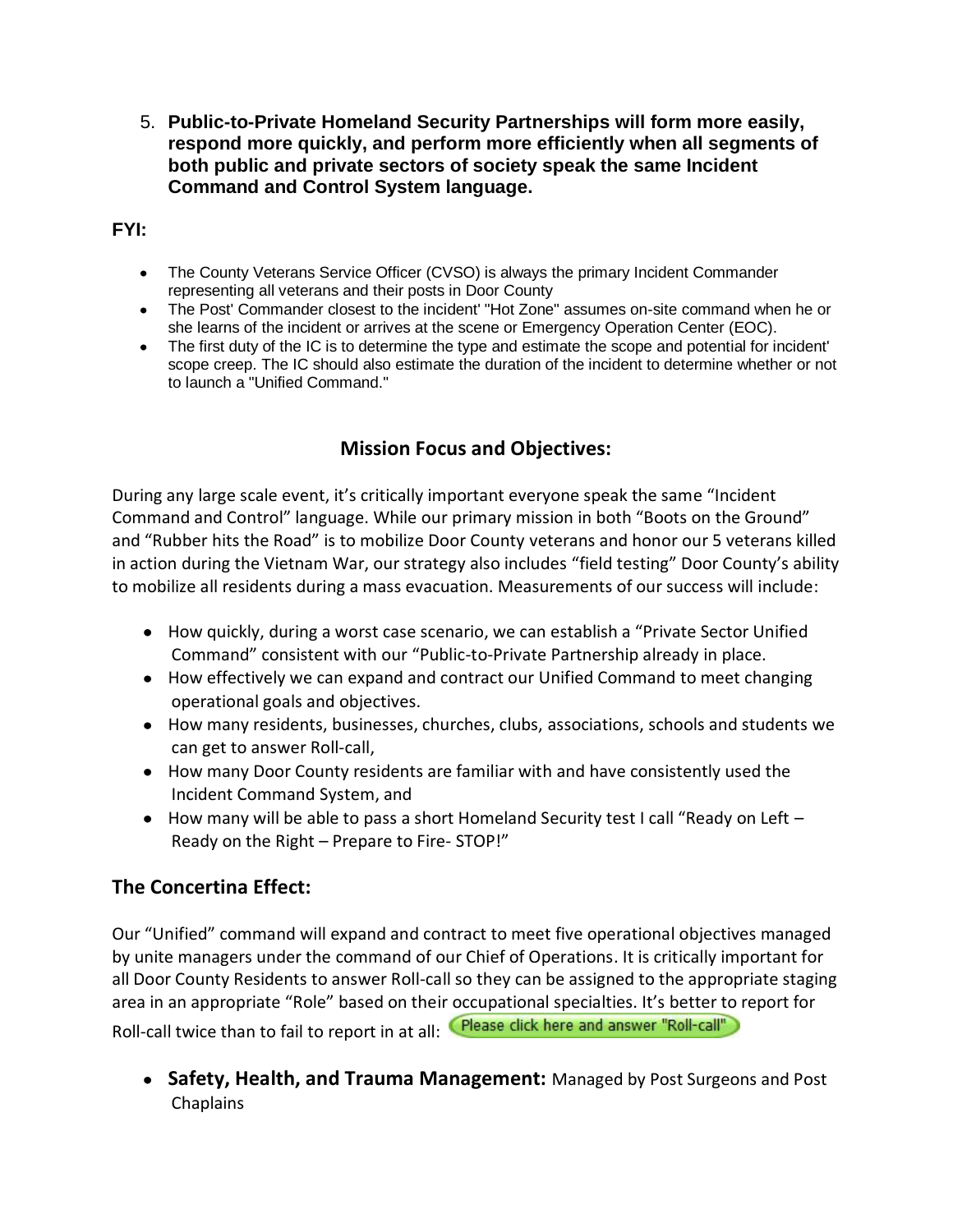5. **Public-to-Private Homeland Security Partnerships will form more easily, respond more quickly, and perform more efficiently when all segments of both public and private sectors of society speak the same Incident Command and Control System language.**

**FYI:**

- The County Veterans Service Officer (CVSO) is always the primary Incident Commander representing all veterans and their posts in Door County
- The Post' Commander closest to the incident' "Hot Zone" assumes on-site command when he or she learns of the incident or arrives at the scene or Emergency Operation Center (EOC).
- The first duty of the IC is to determine the type and estimate the scope and potential for incident' scope creep. The IC should also estimate the duration of the incident to determine whether or not to launch a "Unified Command."

## Mission Focus and Objectives:

During any large scale event, it's critically important everyone speak the same "Incident Command and Control" language. While our primary mission in both "Boots on the Ground" and "Rubber hits the Road" is to mobilize Door County veterans and honor our 5 veterans killed in action during the Vietnam War, our strategy also includes "field testing" Door County's ability to mobilize all residents during a mass evacuation. Measurements of our success will include:

- How quickly, during a worst case scenario, we can establish a "Private Sector Unified Command" consistent with our "Public-to-Private Partnership already in place.
- How effectively we can expand and contract our Unified Command to meet changing operational goals and objectives.
- How many residents, businesses, churches, clubs, associations, schools and students we can get to answer Roll-call,
- How many Door County residents are familiar with and have consistently used the Incident Command System, and
- How many will be able to pass a short Homeland Security test I call "Ready on Left – Ready on the Right – Prepare to Fire- STOP!"

## The Concertina Effect:

Our "Unified" command will expand and contract to meet five operational objectives managed by unite managers under the command of our Chief of Operations. It is critically important for all Door County Residents to answer Roll-call so they can be assigned to the appropriate staging area in an appropriate "Role" based on their occupational specialties. It's better to report for Roll-call twice than to fail to report in at all: Please click here and answer "Roll-call"

- **Safety, Health, and Trauma Management:** Managed by Post Surgeons and Post Chaplains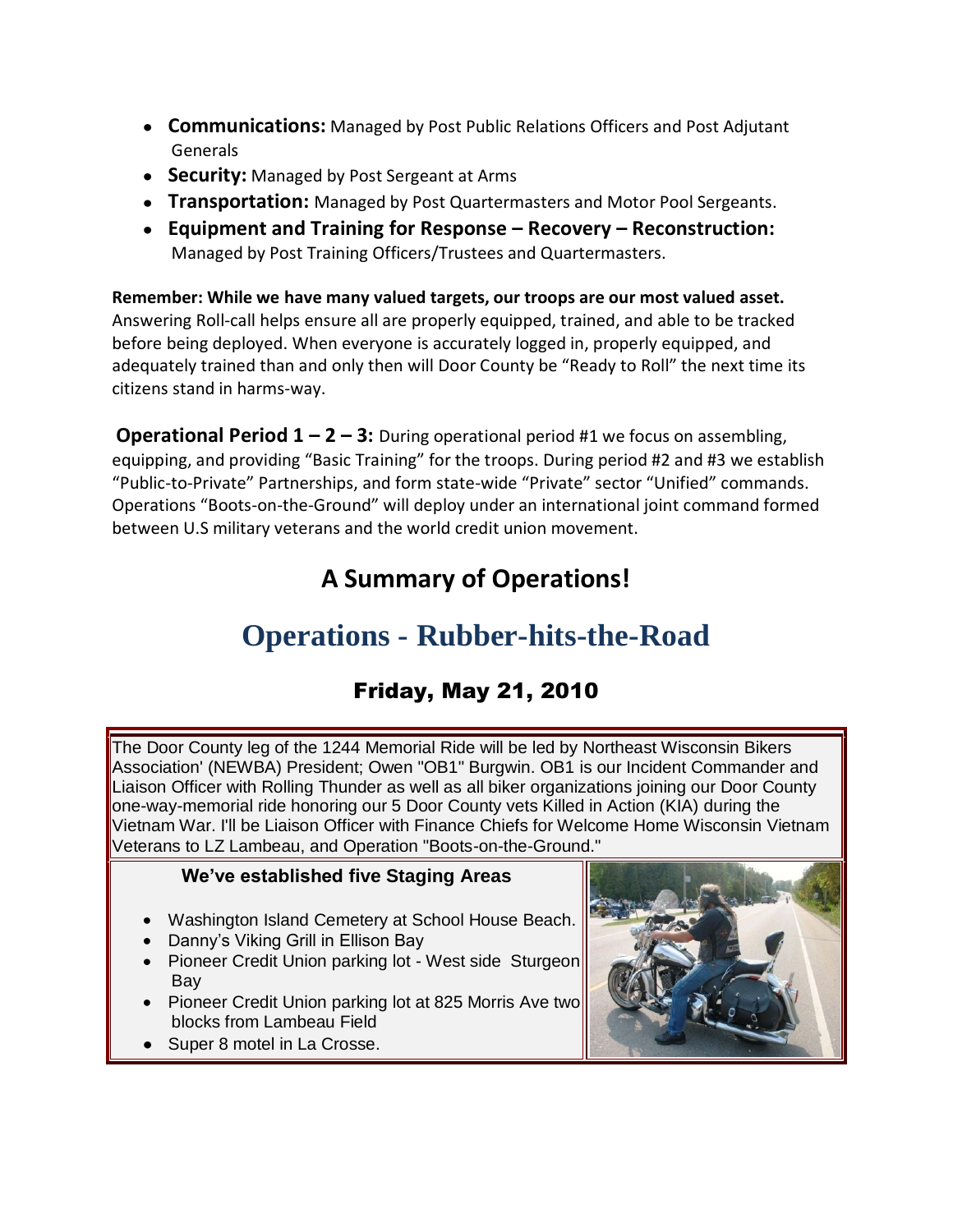- **Communications:** Managed by Post Public Relations Officers and Post Adjutant Generals
- **Security:** Managed by Post Sergeant at Arms
- **Transportation:** Managed by Post Quartermasters and Motor Pool Sergeants.
- **Equipment and Training for Response – Recovery – Reconstruction:** Managed by Post Training Officers/Trustees and Quartermasters.

**Remember: While we have many valued targets, our troops are our most valued asset.** Answering Roll-call helps ensure all are properly equipped, trained, and able to be tracked before being deployed. When everyone is accurately logged in, properly equipped, and adequately trained than and only then will Door County be "Ready to Roll" the next time its citizens stand in harms-way.

**Operational Period 1 – 2 – 3:** During operational period #1 we focus on assembling, equipping, and providing "Basic Training" for the troops. During period #2 and #3 we establish "Public-to-Private" Partnerships, and form state-wide "Private" sector "Unified" commands. Operations "Boots-on-the-Ground" will deploy under an international joint command formed between U.S military veterans and the world credit union movement.

## A Summary of Operations!

# Operations - Rubber-hits-the-Road

### Friday, May 21, 2010

The Door County leg of the 1244 Memorial Ride will be led by Northeast Wisconsin Bikers Association' (NEWBA) President; Owen "OB1" Burgwin. OB1 is our Incident Commander and Liaison Officer with Rolling Thunder as well as all biker organizations joining our Door County one-way-memorial ride honoring our 5 Door County vets Killed in Action (KIA) during the Vietnam War. I'll be Liaison Officer with Finance Chiefs for Welcome Home Wisconsin Vietnam Veterans to LZ Lambeau, and Operation "Boots-on-the-Ground."

**We've established five Staging Areas**

- Washington Island Cemetery at School House Beach.
- Danny's Viking Grill in Ellison Bay
- Pioneer Credit Union parking lot - West side Sturgeon Bay
- Pioneer Credit Union parking lot at 825 Morris Ave two blocks from Lambeau Field
- Super 8 motel in La Crosse.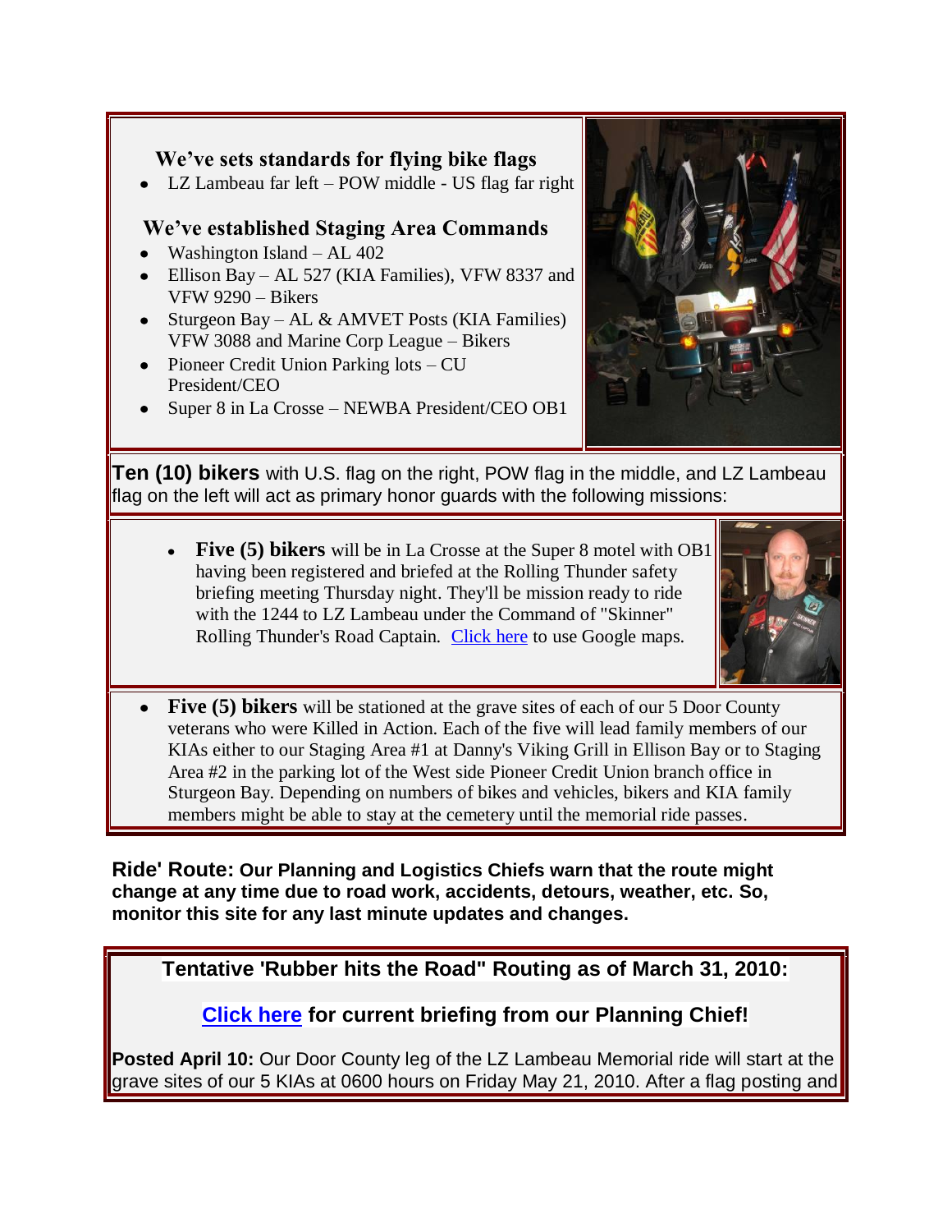### We've sets standards for flying bike flags

- LZ Lambeau far left – POW middle - US flag far right

### We've established Staging Area Commands

- Washington Island – AL 402
- Ellison Bay – AL 527 (KIA Families), VFW 8337 and VFW 9290 – Bikers
- Sturgeon Bay – AL & AMVET Posts (KIA Families) VFW 3088 and Marine Corp League – Bikers
- Pioneer Credit Union Parking lots – CU President/CEO
- Super 8 in La Crosse – NEWBA President/CEO OB1

**Ten (10) bikers** with U.S. flag on the right, POW flag in the middle, and LZ Lambeau flag on the left will act as primary honor guards with the following missions:

- **Five (5) bikers** will be in La Crosse at the Super 8 motel with OB1 having been registered and briefed at the Rolling Thunder safety briefing meeting Thursday night. They'll be mission ready to ride with the 1244 to LZ Lambeau under the Command of "Skinner" Rolling Thunder's Road Captain. Click here to use Google maps.

- **Five (5) bikers** will be stationed at the grave sites of each of our 5 Door County veterans who were Killed in Action. Each of the five will lead family members of our KIAs either to our Staging Area #1 at Danny's Viking Grill in Ellison Bay or to Staging Area #2 in the parking lot of the West side Pioneer Credit Union branch office in Sturgeon Bay. Depending on numbers of bikes and vehicles, bikers and KIA family members might be able to stay at the cemetery until the memorial ride passes.

**Ride' Route: Our Planning and Logistics Chiefs warn that the route might change at any time due to road work, accidents, detours, weather, etc. So, monitor this site for any last minute updates and changes.**

**Tentative 'Rubber hits the Road" Routing as of March 31, 2010:**

**Click here for current briefing from our Planning Chief!**

**Posted April 10:** Our Door County leg of the LZ Lambeau Memorial ride will start at the grave sites of our 5 KIAs at 0600 hours on Friday May 21, 2010. After a flag posting and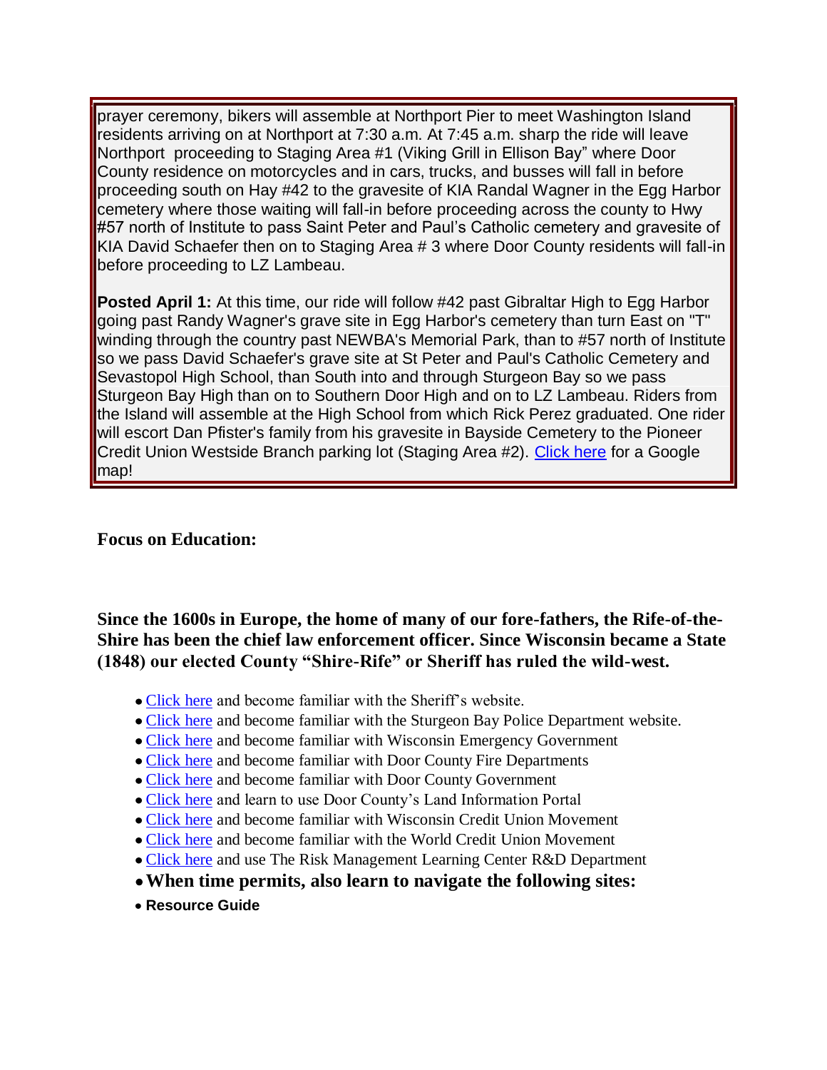prayer ceremony, bikers will assemble at Northport Pier to meet Washington Island residents arriving on at Northport at 7:30 a.m. At 7:45 a.m. sharp the ride will leave Northport proceeding to Staging Area #1 (Viking Grill in Ellison Bay" where Door County residence on motorcycles and in cars, trucks, and busses will fall in before proceeding south on Hay #42 to the gravesite of KIA Randal Wagner in the Egg Harbor cemetery where those waiting will fall-in before proceeding across the county to Hwy #57 north of Institute to pass Saint Peter and Paul's Catholic cemetery and gravesite of KIA David Schaefer then on to Staging Area # 3 where Door County residents will fall-in before proceeding to LZ Lambeau.

**Posted April 1:** At this time, our ride will follow #42 past Gibraltar High to Egg Harbor going past Randy Wagner's grave site in Egg Harbor's cemetery than turn East on "T" winding through the country past NEWBA's Memorial Park, than to #57 north of Institute so we pass David Schaefer's grave site at St Peter and Paul's Catholic Cemetery and Sevastopol High School, than South into and through Sturgeon Bay so we pass Sturgeon Bay High than on to Southern Door High and on to LZ Lambeau. Riders from the Island will assemble at the High School from which Rick Perez graduated. One rider will escort Dan Pfister's family from his gravesite in Bayside Cemetery to the Pioneer Credit Union Westside Branch parking lot (Staging Area #2). Click here for a Google map!

**Focus on Education:**

**Since the 1600s in Europe, the home of many of our fore-fathers, the Rife-of-the-Shire has been the chief law enforcement officer. Since Wisconsin became a State (1848) our elected County "Shire-Rife" or Sheriff has ruled the wild-west.**

- Click here and become familiar with the Sheriff's website.
- Click here and become familiar with the Sturgeon Bay Police Department website.
- Click here and become familiar with Wisconsin Emergency Government
- Click here and become familiar with Door County Fire Departments
- Click here and become familiar with Door County Government
- Click here and learn to use Door County's Land Information Portal
- Click here and become familiar with Wisconsin Credit Union Movement
- Click here and become familiar with the World Credit Union Movement
- Click here and use The Risk Management Learning Center R&D Department
- **When time permits, also learn to navigate the following sites:**
- **Resource Guide**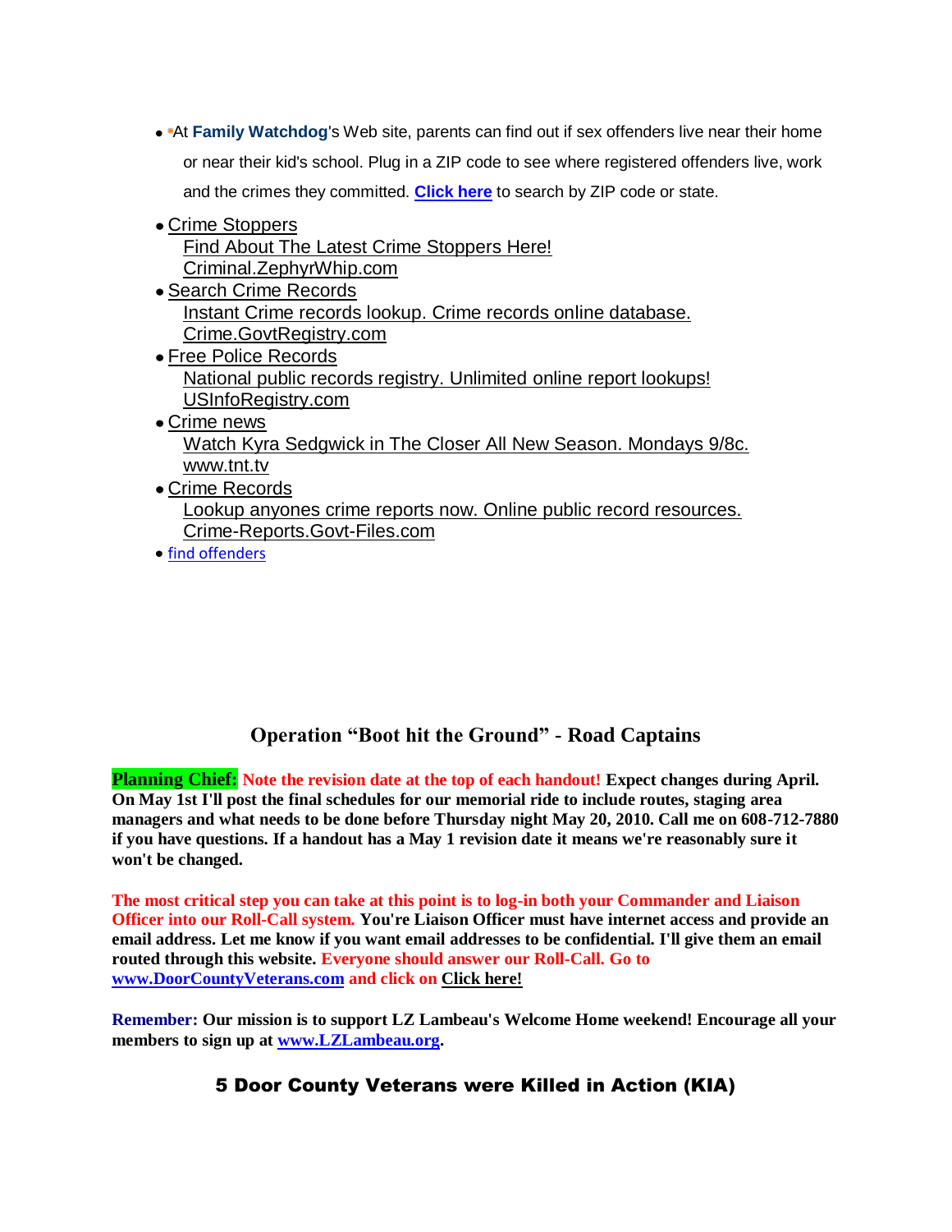- At **Family Watchdog**'s Web site, parents can find out if sex offenders live near their home or near their kid's school. Plug in a ZIP code to see where registered offenders live, work and the crimes they committed. **Click here** to search by ZIP code or state.
- Crime Stoppers
  Find About The Latest Crime Stoppers Here!
  Criminal.ZephyrWhip.com
- Search Crime Records
  Instant Crime records lookup. Crime records online database.
  Crime.GovtRegistry.com
- Free Police Records
  National public records registry. Unlimited online report lookups!
  USInfoRegistry.com
- Crime news
  Watch Kyra Sedgwick in The Closer All New Season. Mondays 9/8c.
  www.tnt.tv
- Crime Records
  Lookup anyones crime reports now. Online public record resources.
  Crime-Reports.Govt-Files.com
- find offenders

## Operation "Boot hit the Ground" - Road Captains

**Planning Chief: Note the revision date at the top of each handout! Expect changes during April. On May 1st I'll post the final schedules for our memorial ride to include routes, staging area managers and what needs to be done before Thursday night May 20, 2010. Call me on 608-712-7880 if you have questions. If a handout has a May 1 revision date it means we're reasonably sure it won't be changed.**

**The most critical step you can take at this point is to log-in both your Commander and Liaison Officer into our Roll-Call system. You're Liaison Officer must have internet access and provide an email address. Let me know if you want email addresses to be confidential. I'll give them an email routed through this website. Everyone should answer our Roll-Call. Go to www.DoorCountyVeterans.com and click on Click here!**

**Remember: Our mission is to support LZ Lambeau's Welcome Home weekend! Encourage all your members to sign up at www.LZLambeau.org.**

## 5 Door County Veterans were Killed in Action (KIA)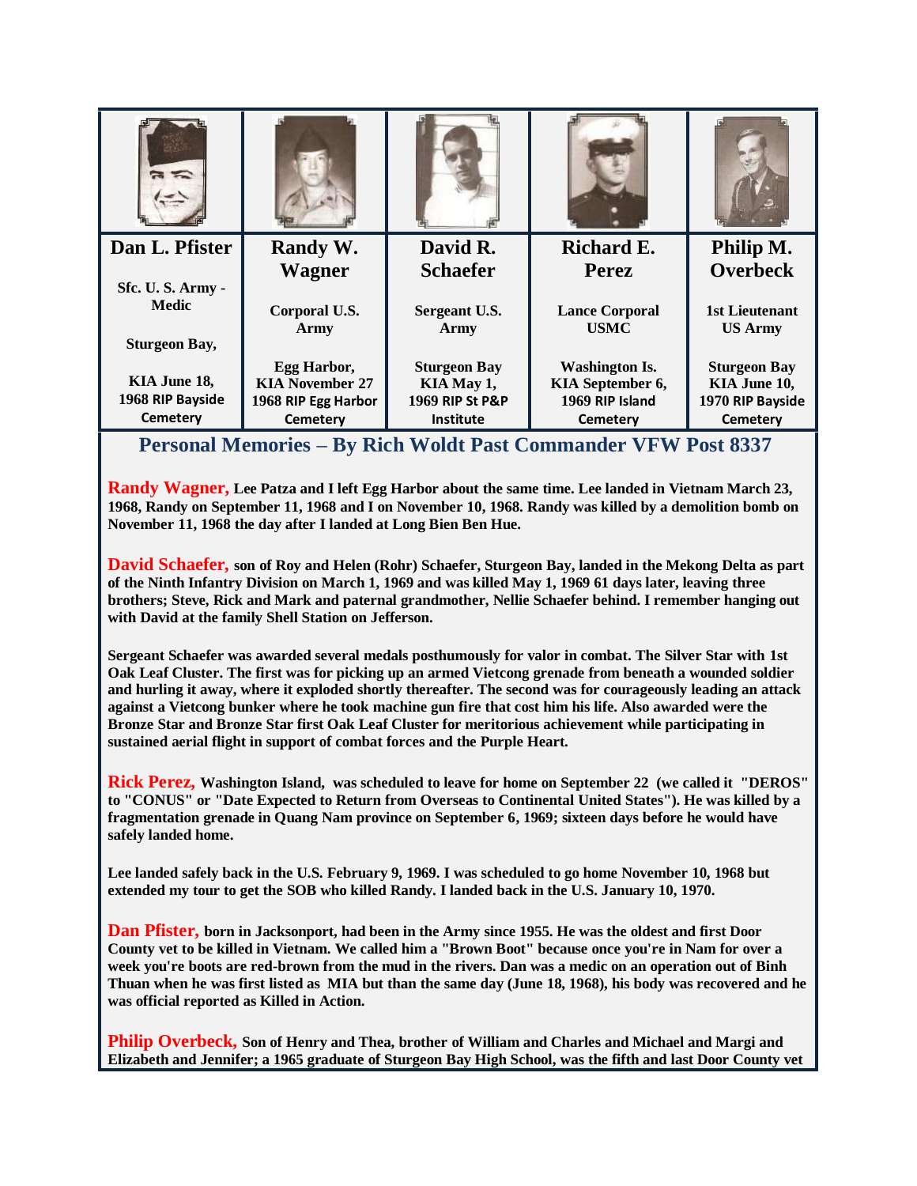| Dan L. Pfister | Randy W. Wagner | David R. Schaefer | Richard E. Perez | Philip M. Overbeck |
|---|---|---|---|---|
| Sfc. U. S. Army - Medic | Corporal U.S. Army | Sergeant U.S. Army | Lance Corporal USMC | 1st Lieutenant US Army |
| Sturgeon Bay, | Egg Harbor, | Sturgeon Bay | Washington Is. | Sturgeon Bay |
| KIA June 18, 1968 RIP Bayside Cemetery | KIA November 27 1968 RIP Egg Harbor Cemetery | KIA May 1, 1969 RIP St P&P Institute | KIA September 6, 1969 RIP Island Cemetery | KIA June 10, 1970 RIP Bayside Cemetery |

## Personal Memories – By Rich Woldt Past Commander VFW Post 8337

**Randy Wagner, Lee Patza and I left Egg Harbor about the same time. Lee landed in Vietnam March 23, 1968, Randy on September 11, 1968 and I on November 10, 1968. Randy was killed by a demolition bomb on November 11, 1968 the day after I landed at Long Bien Ben Hue.**

**David Schaefer, son of Roy and Helen (Rohr) Schaefer, Sturgeon Bay, landed in the Mekong Delta as part of the Ninth Infantry Division on March 1, 1969 and was killed May 1, 1969 61 days later, leaving three brothers; Steve, Rick and Mark and paternal grandmother, Nellie Schaefer behind. I remember hanging out with David at the family Shell Station on Jefferson.**

**Sergeant Schaefer was awarded several medals posthumously for valor in combat. The Silver Star with 1st Oak Leaf Cluster. The first was for picking up an armed Vietcong grenade from beneath a wounded soldier and hurling it away, where it exploded shortly thereafter. The second was for courageously leading an attack against a Vietcong bunker where he took machine gun fire that cost him his life. Also awarded were the Bronze Star and Bronze Star first Oak Leaf Cluster for meritorious achievement while participating in sustained aerial flight in support of combat forces and the Purple Heart.**

**Rick Perez, Washington Island, was scheduled to leave for home on September 22 (we called it "DEROS" to "CONUS" or "Date Expected to Return from Overseas to Continental United States"). He was killed by a fragmentation grenade in Quang Nam province on September 6, 1969; sixteen days before he would have safely landed home.**

**Lee landed safely back in the U.S. February 9, 1969. I was scheduled to go home November 10, 1968 but extended my tour to get the SOB who killed Randy. I landed back in the U.S. January 10, 1970.**

**Dan Pfister, born in Jacksonport, had been in the Army since 1955. He was the oldest and first Door County vet to be killed in Vietnam. We called him a "Brown Boot" because once you're in Nam for over a week you're boots are red-brown from the mud in the rivers. Dan was a medic on an operation out of Binh Thuan when he was first listed as MIA but than the same day (June 18, 1968), his body was recovered and he was official reported as Killed in Action.**

**Philip Overbeck, Son of Henry and Thea, brother of William and Charles and Michael and Margi and Elizabeth and Jennifer; a 1965 graduate of Sturgeon Bay High School, was the fifth and last Door County vet**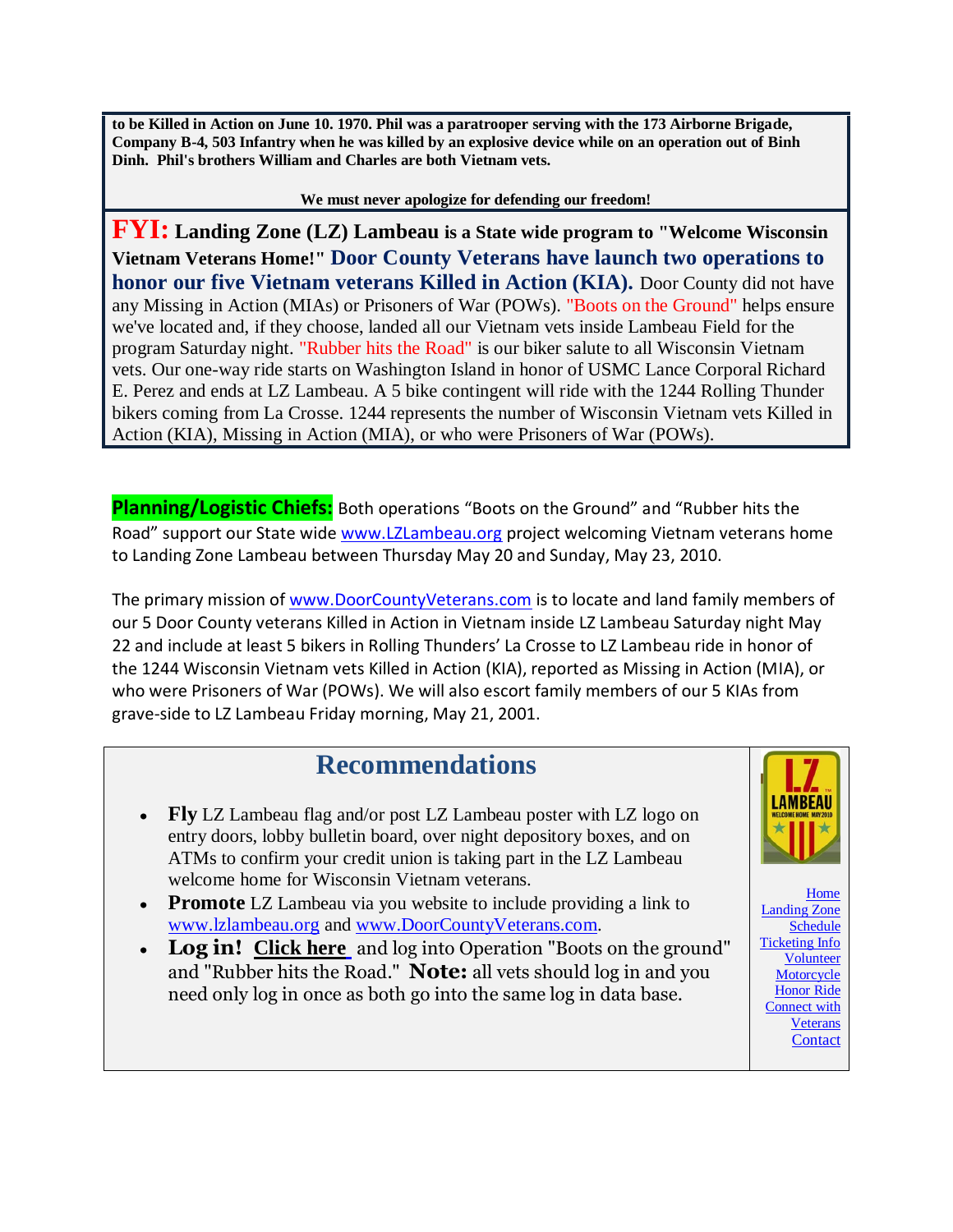**to be Killed in Action on June 10. 1970. Phil was a paratrooper serving with the 173 Airborne Brigade, Company B-4, 503 Infantry when he was killed by an explosive device while on an operation out of Binh Dinh. Phil's brothers William and Charles are both Vietnam vets.**

**We must never apologize for defending our freedom!**

**FYI: Landing Zone (LZ) Lambeau is a State wide program to "Welcome Wisconsin Vietnam Veterans Home!" Door County Veterans have launch two operations to honor our five Vietnam veterans Killed in Action (KIA).** Door County did not have any Missing in Action (MIAs) or Prisoners of War (POWs). "Boots on the Ground" helps ensure we've located and, if they choose, landed all our Vietnam vets inside Lambeau Field for the program Saturday night. "Rubber hits the Road" is our biker salute to all Wisconsin Vietnam vets. Our one-way ride starts on Washington Island in honor of USMC Lance Corporal Richard E. Perez and ends at LZ Lambeau. A 5 bike contingent will ride with the 1244 Rolling Thunder bikers coming from La Crosse. 1244 represents the number of Wisconsin Vietnam vets Killed in Action (KIA), Missing in Action (MIA), or who were Prisoners of War (POWs).

**Planning/Logistic Chiefs:** Both operations "Boots on the Ground" and "Rubber hits the Road" support our State wide www.LZLambeau.org project welcoming Vietnam veterans home to Landing Zone Lambeau between Thursday May 20 and Sunday, May 23, 2010.

The primary mission of www.DoorCountyVeterans.com is to locate and land family members of our 5 Door County veterans Killed in Action in Vietnam inside LZ Lambeau Saturday night May 22 and include at least 5 bikers in Rolling Thunders' La Crosse to LZ Lambeau ride in honor of the 1244 Wisconsin Vietnam vets Killed in Action (KIA), reported as Missing in Action (MIA), or who were Prisoners of War (POWs). We will also escort family members of our 5 KIAs from grave-side to LZ Lambeau Friday morning, May 21, 2001.

## Recommendations

- **Fly** LZ Lambeau flag and/or post LZ Lambeau poster with LZ logo on entry doors, lobby bulletin board, over night depository boxes, and on ATMs to confirm your credit union is taking part in the LZ Lambeau welcome home for Wisconsin Vietnam veterans.
- **Promote** LZ Lambeau via you website to include providing a link to www.lzlambeau.org and www.DoorCountyVeterans.com.
- **Log in! Click here** and log into Operation "Boots on the ground" and "Rubber hits the Road." **Note:** all vets should log in and you need only log in once as both go into the same log in data base.

Home
Landing Zone
Schedule
Ticketing Info
Volunteer
Motorcycle
Honor Ride
Connect with
Veterans
Contact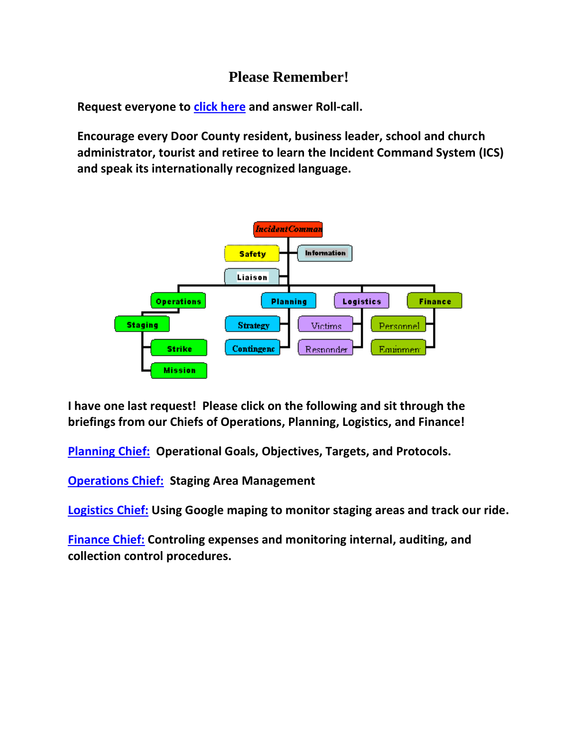# Please Remember!

**Request everyone to click here and answer Roll-call.**

**Encourage every Door County resident, business leader, school and church administrator, tourist and retiree to learn the Incident Command System (ICS) and speak its internationally recognized language.**

IncidentComman
Safety
Information
Liaison
Operations
Planning
Logistics
Finance
Staging
Strike
Mission
Strategy
Contingenc
Victims
Responder
Personnel
Equipmen

**I have one last request! Please click on the following and sit through the briefings from our Chiefs of Operations, Planning, Logistics, and Finance!**

**Planning Chief: Operational Goals, Objectives, Targets, and Protocols.**

**Operations Chief: Staging Area Management**

**Logistics Chief: Using Google maping to monitor staging areas and track our ride.**

**Finance Chief: Controling expenses and monitoring internal, auditing, and collection control procedures.**